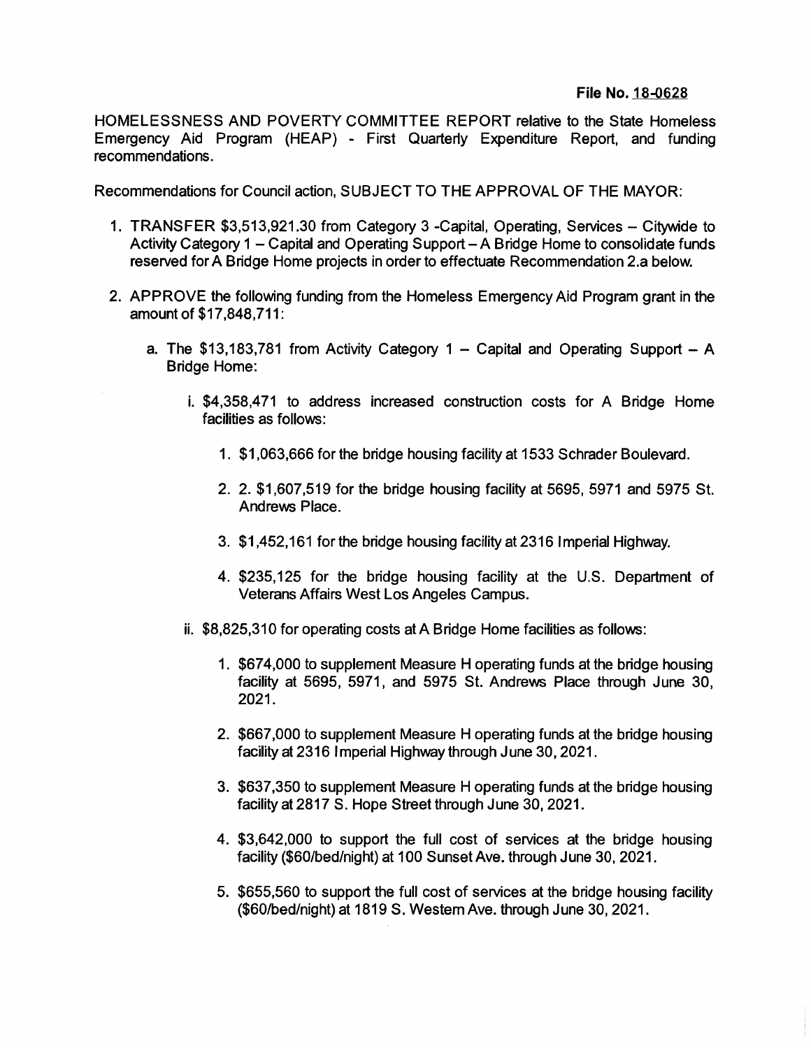**File No. 18-0628**

HOMELESSNESS AND POVERTY COMMITTEE REPORT relative to the State Homeless Emergency Aid Program (HEAP) - First Quarterly Expenditure Report, and funding recommendations.

Recommendations for Council action, SUBJECT TO THE APPROVAL OF THE MAYOR:

1. TRANSFER $3,513,921.30 from Category 3 -Capital, Operating, Services – Citywide to Activity Category 1 – Capital and Operating Support – A Bridge Home to consolidate funds reserved for A Bridge Home projects in order to effectuate Recommendation 2.a below.

2. APPROVE the following funding from the Homeless Emergency Aid Program grant in the amount of $17,848,711:

   a. The $13,183,781 from Activity Category 1 – Capital and Operating Support – A Bridge Home:

      i. $4,358,471 to address increased construction costs for A Bridge Home facilities as follows:

         1. $1,063,666 for the bridge housing facility at 1533 Schrader Boulevard.

         2. 2. $1,607,519 for the bridge housing facility at 5695, 5971 and 5975 St. Andrews Place.

         3. $1,452,161 for the bridge housing facility at 2316 Imperial Highway.

         4. $235,125 for the bridge housing facility at the U.S. Department of Veterans Affairs West Los Angeles Campus.

      ii. $8,825,310 for operating costs at A Bridge Home facilities as follows:

         1. $674,000 to supplement Measure H operating funds at the bridge housing facility at 5695, 5971, and 5975 St. Andrews Place through June 30, 2021.

         2. $667,000 to supplement Measure H operating funds at the bridge housing facility at 2316 Imperial Highway through June 30, 2021.

         3. $637,350 to supplement Measure H operating funds at the bridge housing facility at 2817 S. Hope Street through June 30, 2021.

         4. $3,642,000 to support the full cost of services at the bridge housing facility ($60/bed/night) at 100 Sunset Ave. through June 30, 2021.

         5. $655,560 to support the full cost of services at the bridge housing facility ($60/bed/night) at 1819 S. Western Ave. through June 30, 2021.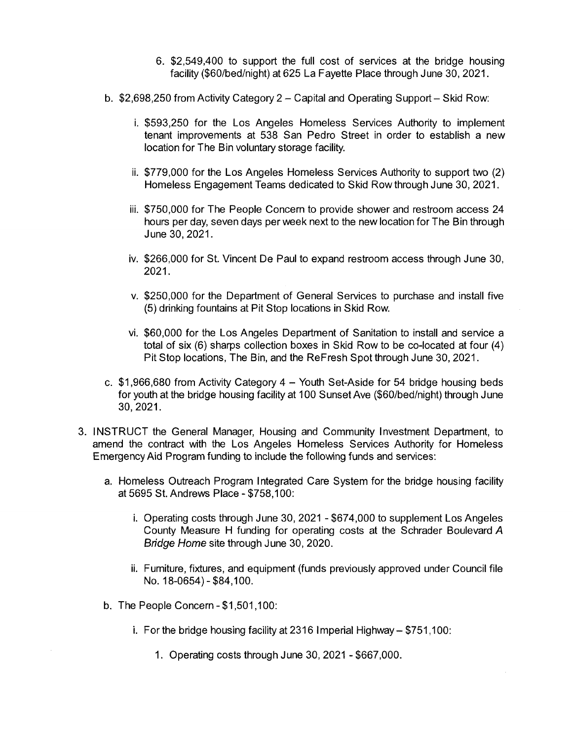6. $2,549,400 to support the full cost of services at the bridge housing facility ($60/bed/night) at 625 La Fayette Place through June 30, 2021.

b. $2,698,250 from Activity Category 2 – Capital and Operating Support – Skid Row:

   i. $593,250 for the Los Angeles Homeless Services Authority to implement tenant improvements at 538 San Pedro Street in order to establish a new location for The Bin voluntary storage facility.

   ii. $779,000 for the Los Angeles Homeless Services Authority to support two (2) Homeless Engagement Teams dedicated to Skid Row through June 30, 2021.

   iii. $750,000 for The People Concern to provide shower and restroom access 24 hours per day, seven days per week next to the new location for The Bin through June 30, 2021.

   iv. $266,000 for St. Vincent De Paul to expand restroom access through June 30, 2021.

   v. $250,000 for the Department of General Services to purchase and install five (5) drinking fountains at Pit Stop locations in Skid Row.

   vi. $60,000 for the Los Angeles Department of Sanitation to install and service a total of six (6) sharps collection boxes in Skid Row to be co-located at four (4) Pit Stop locations, The Bin, and the ReFresh Spot through June 30, 2021.

c. $1,966,680 from Activity Category 4 – Youth Set-Aside for 54 bridge housing beds for youth at the bridge housing facility at 100 Sunset Ave ($60/bed/night) through June 30, 2021.

3. INSTRUCT the General Manager, Housing and Community Investment Department, to amend the contract with the Los Angeles Homeless Services Authority for Homeless Emergency Aid Program funding to include the following funds and services:

   a. Homeless Outreach Program Integrated Care System for the bridge housing facility at 5695 St. Andrews Place - $758,100:

      i. Operating costs through June 30, 2021 - $674,000 to supplement Los Angeles County Measure H funding for operating costs at the Schrader Boulevard *A Bridge Home* site through June 30, 2020.

      ii. Furniture, fixtures, and equipment (funds previously approved under Council file No. 18-0654) - $84,100.

   b. The People Concern - $1,501,100:

      i. For the bridge housing facility at 2316 Imperial Highway – $751,100:

         1. Operating costs through June 30, 2021 - $667,000.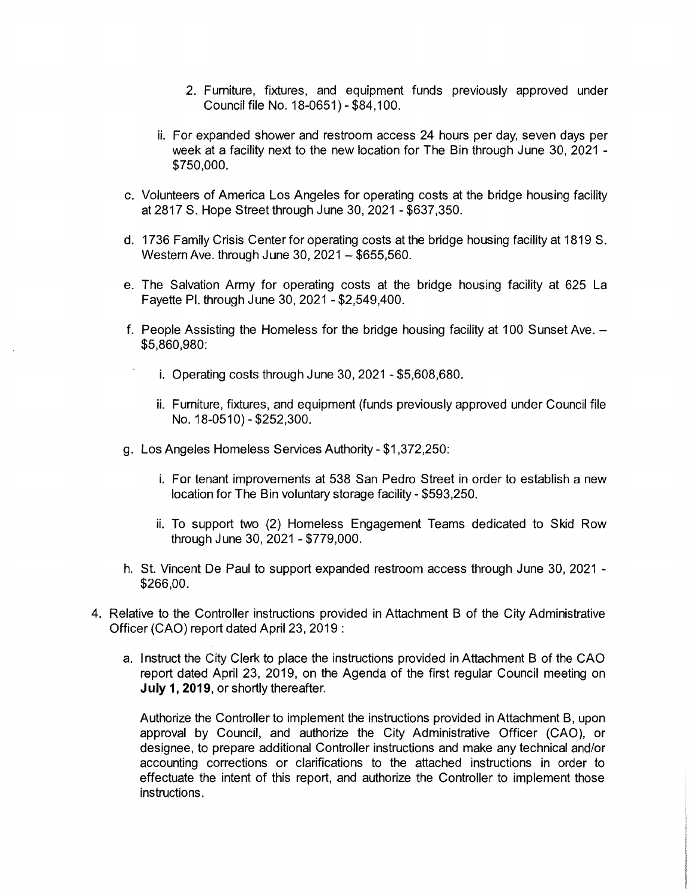2. Furniture, fixtures, and equipment funds previously approved under Council file No. 18-0651) - $84,100.

ii. For expanded shower and restroom access 24 hours per day, seven days per week at a facility next to the new location for The Bin through June 30, 2021 - $750,000.

c. Volunteers of America Los Angeles for operating costs at the bridge housing facility at 2817 S. Hope Street through June 30, 2021 - $637,350.

d. 1736 Family Crisis Center for operating costs at the bridge housing facility at 1819 S. Western Ave. through June 30, 2021 – $655,560.

e. The Salvation Army for operating costs at the bridge housing facility at 625 La Fayette Pl. through June 30, 2021 - $2,549,400.

f. People Assisting the Homeless for the bridge housing facility at 100 Sunset Ave. – $5,860,980:

   i. Operating costs through June 30, 2021 - $5,608,680.

   ii. Furniture, fixtures, and equipment (funds previously approved under Council file No. 18-0510) - $252,300.

g. Los Angeles Homeless Services Authority - $1,372,250:

   i. For tenant improvements at 538 San Pedro Street in order to establish a new location for The Bin voluntary storage facility - $593,250.

   ii. To support two (2) Homeless Engagement Teams dedicated to Skid Row through June 30, 2021 - $779,000.

h. St. Vincent De Paul to support expanded restroom access through June 30, 2021 - $266,00.

4. Relative to the Controller instructions provided in Attachment B of the City Administrative Officer (CAO) report dated April 23, 2019 :

   a. Instruct the City Clerk to place the instructions provided in Attachment B of the CAO report dated April 23, 2019, on the Agenda of the first regular Council meeting on **July 1, 2019**, or shortly thereafter.

   Authorize the Controller to implement the instructions provided in Attachment B, upon approval by Council, and authorize the City Administrative Officer (CAO), or designee, to prepare additional Controller instructions and make any technical and/or accounting corrections or clarifications to the attached instructions in order to effectuate the intent of this report, and authorize the Controller to implement those instructions.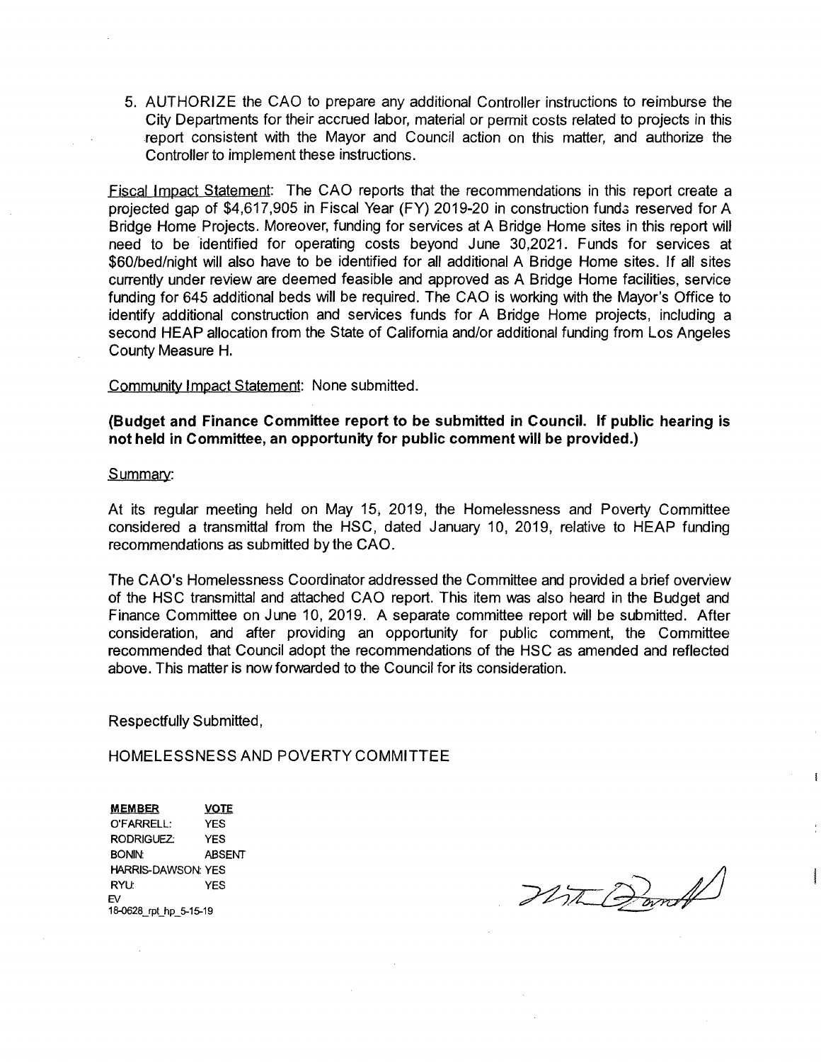5. AUTHORIZE the CAO to prepare any additional Controller instructions to reimburse the City Departments for their accrued labor, material or permit costs related to projects in this report consistent with the Mayor and Council action on this matter, and authorize the Controller to implement these instructions.

Fiscal Impact Statement: The CAO reports that the recommendations in this report create a projected gap of $4,617,905 in Fiscal Year (FY) 2019-20 in construction funds reserved for A Bridge Home Projects. Moreover, funding for services at A Bridge Home sites in this report will need to be identified for operating costs beyond June 30,2021. Funds for services at $60/bed/night will also have to be identified for all additional A Bridge Home sites. If all sites currently under review are deemed feasible and approved as A Bridge Home facilities, service funding for 645 additional beds will be required. The CAO is working with the Mayor's Office to identify additional construction and services funds for A Bridge Home projects, including a second HEAP allocation from the State of California and/or additional funding from Los Angeles County Measure H.

Community Impact Statement: None submitted.

**(Budget and Finance Committee report to be submitted in Council. If public hearing is not held in Committee, an opportunity for public comment will be provided.)**

Summary:

At its regular meeting held on May 15, 2019, the Homelessness and Poverty Committee considered a transmittal from the HSC, dated January 10, 2019, relative to HEAP funding recommendations as submitted by the CAO.

The CAO's Homelessness Coordinator addressed the Committee and provided a brief overview of the HSC transmittal and attached CAO report. This item was also heard in the Budget and Finance Committee on June 10, 2019. A separate committee report will be submitted. After consideration, and after providing an opportunity for public comment, the Committee recommended that Council adopt the recommendations of the HSC as amended and reflected above. This matter is now forwarded to the Council for its consideration.

Respectfully Submitted,

HOMELESSNESS AND POVERTY COMMITTEE

| MEMBER | VOTE |
| --- | --- |
| O'FARRELL: | YES |
| RODRIGUEZ: | YES |
| BONIN: | ABSENT |
| HARRIS-DAWSON: | YES |
| RYU: | YES |

EV
18-0628_rpt_hp_5-15-19